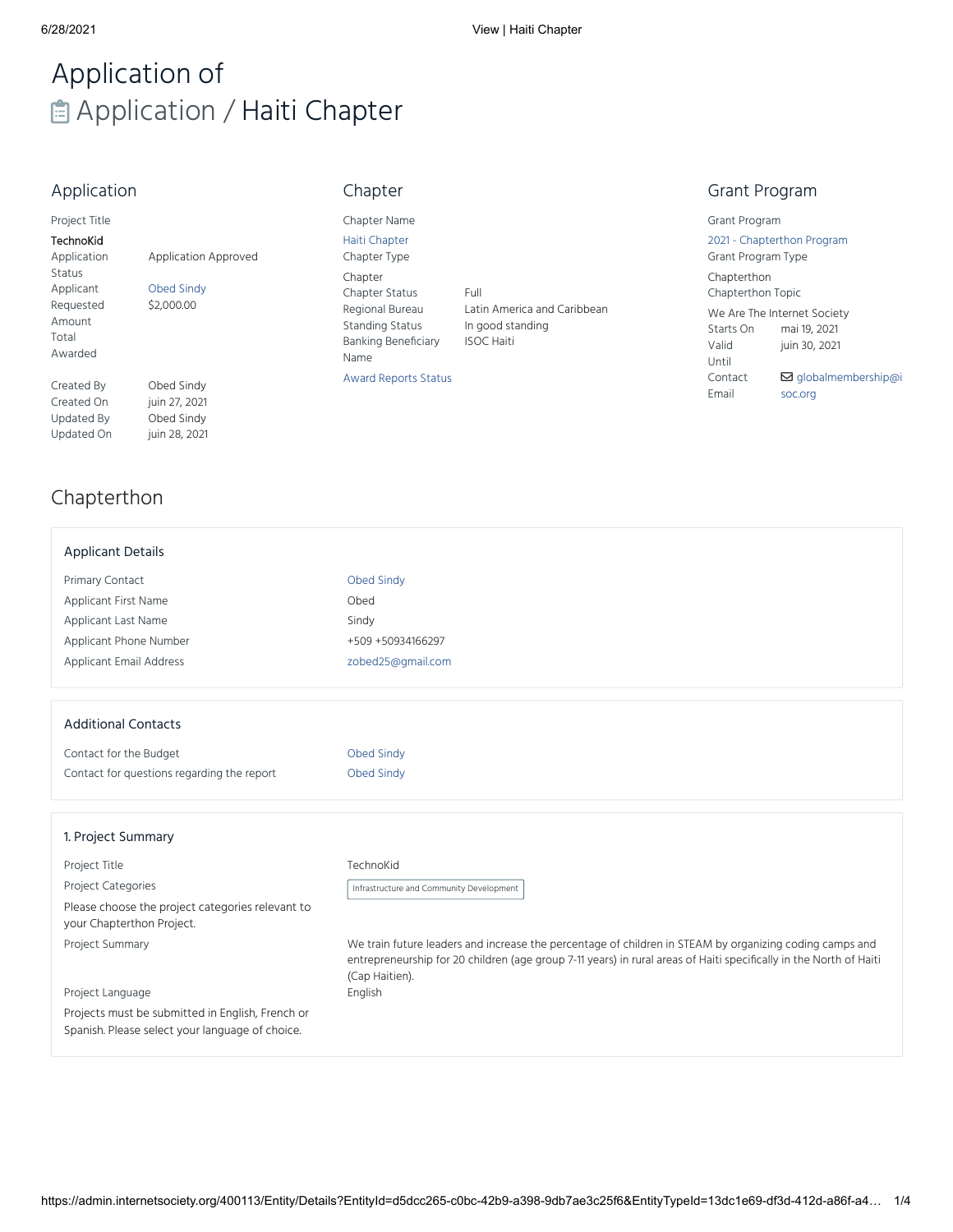# Application of Application / Haiti Chapter

## Application

**Project Title**

**TechnoKid**

| | |
|---|---|
| Application Status | Application Approved |
| Applicant | Obed Sindy |
| Requested Amount | $2,000.00 |
| Total Awarded | |
| Created By | Obed Sindy |
| Created On | juin 27, 2021 |
| Updated By | Obed Sindy |
| Updated On | juin 28, 2021 |

## Chapter

Chapter Name

Haiti Chapter

Chapter Type

Chapter

| | |
|---|---|
| Chapter Status | Full |
| Regional Bureau | Latin America and Caribbean |
| Standing Status | In good standing |
| Banking Beneficiary Name | ISOC Haiti |

Award Reports Status

## Grant Program

Grant Program

2021 - Chapterthon Program

Grant Program Type

Chapterthon

Chapterthon Topic

We Are The Internet Society

| | |
|---|---|
| Starts On | mai 19, 2021 |
| Valid Until | juin 30, 2021 |
| Contact Email | globalmembership@isoc.org |

## Chapterthon

### Applicant Details

| | |
|---|---|
| Primary Contact | Obed Sindy |
| Applicant First Name | Obed |
| Applicant Last Name | Sindy |
| Applicant Phone Number | +509 +50934166297 |
| Applicant Email Address | zobed25@gmail.com |

### Additional Contacts

| | |
|---|---|
| Contact for the Budget | Obed Sindy |
| Contact for questions regarding the report | Obed Sindy |

### 1. Project Summary

| | |
|---|---|
| Project Title | TechnoKid |
| Project Categories<br>Please choose the project categories relevant to your Chapterthon Project. | Infrastructure and Community Development |
| Project Summary | We train future leaders and increase the percentage of children in STEAM by organizing coding camps and entrepreneurship for 20 children (age group 7-11 years) in rural areas of Haiti specifically in the North of Haiti (Cap Haitien). |
| Project Language<br>Projects must be submitted in English, French or Spanish. Please select your language of choice. | English |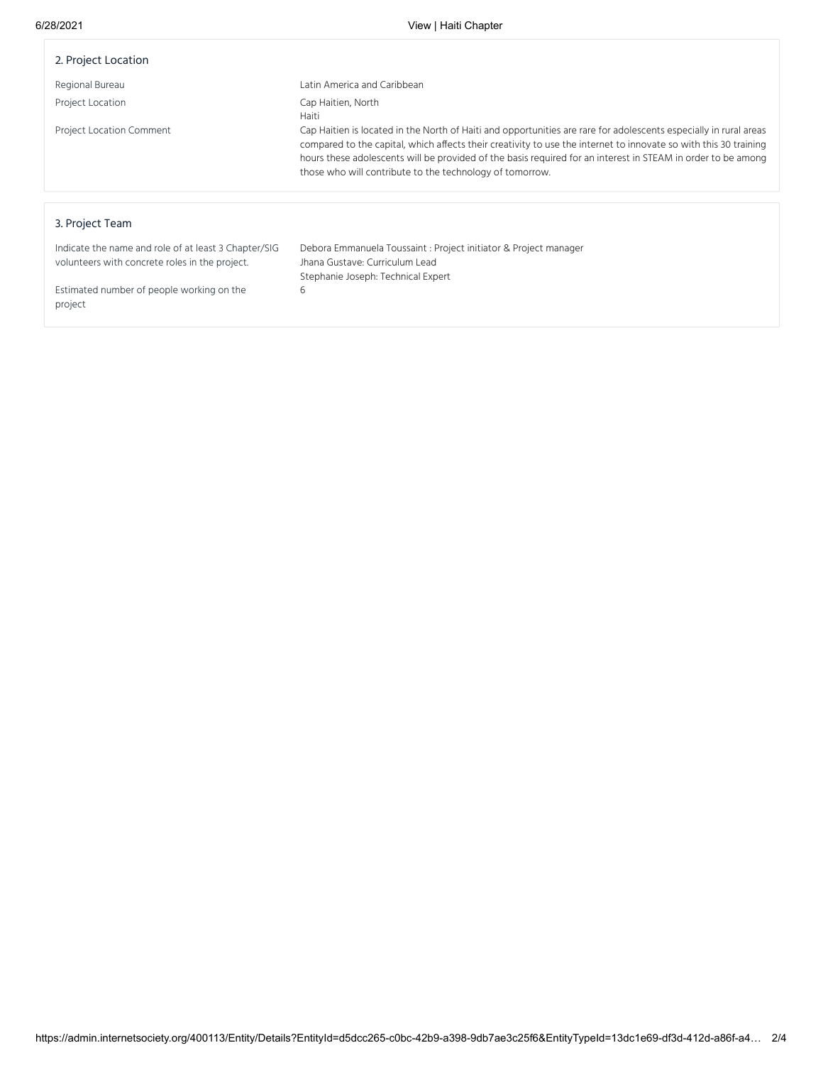## 2. Project Location

| | |
|---|---|
| Regional Bureau | Latin America and Caribbean |
| Project Location | Cap Haitien, North<br>Haiti |
| Project Location Comment | Cap Haitien is located in the North of Haiti and opportunities are rare for adolescents especially in rural areas compared to the capital, which affects their creativity to use the internet to innovate so with this 30 training hours these adolescents will be provided of the basis required for an interest in STEAM in order to be among those who will contribute to the technology of tomorrow. |

## 3. Project Team

| | |
|---|---|
| Indicate the name and role of at least 3 Chapter/SIG volunteers with concrete roles in the project. | Debora Emmanuela Toussaint : Project initiator & Project manager<br>Jhana Gustave: Curriculum Lead<br>Stephanie Joseph: Technical Expert |
| Estimated number of people working on the project | 6 |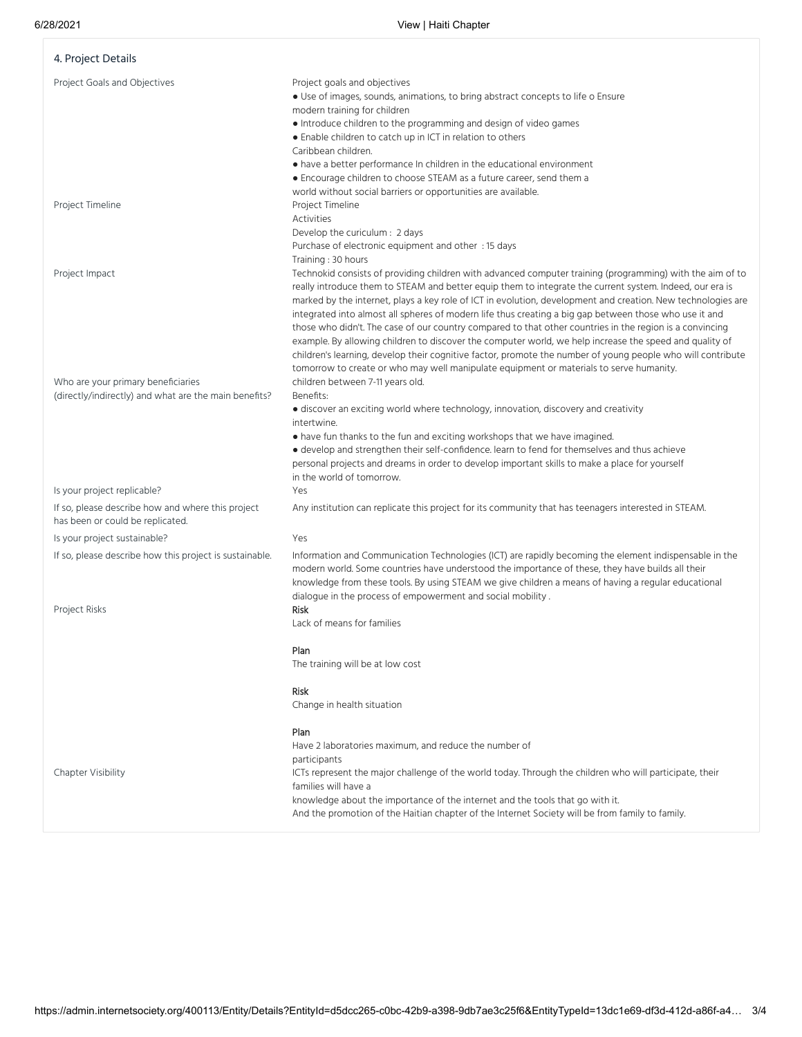## 4. Project Details

**Project Goals and Objectives**

Project goals and objectives

- Use of images, sounds, animations, to bring abstract concepts to life o Ensure modern training for children
- Introduce children to the programming and design of video games
- Enable children to catch up in ICT in relation to others Caribbean children.
- have a better performance In children in the educational environment
- Encourage children to choose STEAM as a future career, send them a world without social barriers or opportunities are available.

**Project Timeline**

Project Timeline
Activities
Develop the curiculum : 2 days
Purchase of electronic equipment and other : 15 days
Training : 30 hours

**Project Impact**

Technokid consists of providing children with advanced computer training (programming) with the aim of to really introduce them to STEAM and better equip them to integrate the current system. Indeed, our era is marked by the internet, plays a key role of ICT in evolution, development and creation. New technologies are integrated into almost all spheres of modern life thus creating a big gap between those who use it and those who didn't. The case of our country compared to that other countries in the region is a convincing example. By allowing children to discover the computer world, we help increase the speed and quality of children's learning, develop their cognitive factor, promote the number of young people who will contribute tomorrow to create or who may well manipulate equipment or materials to serve humanity.

**Who are your primary beneficiaries (directly/indirectly) and what are the main benefits?**

children between 7-11 years old.
Benefits:

- discover an exciting world where technology, innovation, discovery and creativity intertwine.
- have fun thanks to the fun and exciting workshops that we have imagined.
- develop and strengthen their self-confidence. learn to fend for themselves and thus achieve personal projects and dreams in order to develop important skills to make a place for yourself in the world of tomorrow.

**Is your project replicable?**

Yes

**If so, please describe how and where this project has been or could be replicated.**

Any institution can replicate this project for its community that has teenagers interested in STEAM.

**Is your project sustainable?**

Yes

**If so, please describe how this project is sustainable.**

Information and Communication Technologies (ICT) are rapidly becoming the element indispensable in the modern world. Some countries have understood the importance of these, they have builds all their knowledge from these tools. By using STEAM we give children a means of having a regular educational dialogue in the process of empowerment and social mobility .

**Project Risks**

**Risk**
Lack of means for families

**Plan**
The training will be at low cost

**Risk**
Change in health situation

**Plan**
Have 2 laboratories maximum, and reduce the number of participants

**Chapter Visibility**

ICTs represent the major challenge of the world today. Through the children who will participate, their families will have a
knowledge about the importance of the internet and the tools that go with it.
And the promotion of the Haitian chapter of the Internet Society will be from family to family.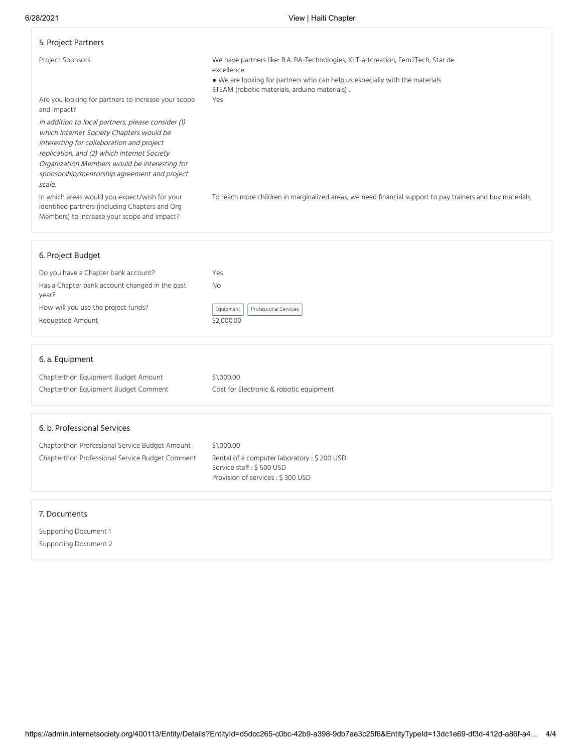## 5. Project Partners

| | |
|---|---|
| Project Sponsors | We have partners like: B.A. BA-Technologies, KLT-artcreation, Fem2Tech, Star de excellence.<br>● We are looking for partners who can help us especially with the materials STEAM (robotic materials, arduino materials) .. |
| Are you looking for partners to increase your scope and impact?<br>*In addition to local partners, please consider (1) which Internet Society Chapters would be interesting for collaboration and project replication, and (2) which Internet Society Organization Members would be interesting for sponsorship/mentorship agreement and project scale.* | Yes |
| In which areas would you expect/wish for your identified partners (including Chapters and Org Members) to increase your scope and impact? | To reach more children in marginalized areas, we need financial support to pay trainers and buy materials. |

## 6. Project Budget

| | |
|---|---|
| Do you have a Chapter bank account? | Yes |
| Has a Chapter bank account changed in the past year? | No |
| How will you use the project funds? | Equipment, Professional Services |
| Requested Amount | $2,000.00 |

## 6. a. Equipment

| | |
|---|---|
| Chapterthon Equipment Budget Amount | $1,000.00 |
| Chapterthon Equipment Budget Comment | Cost for Electronic & robotic equipment |

## 6. b. Professional Services

| | |
|---|---|
| Chapterthon Professional Service Budget Amount | $1,000.00 |
| Chapterthon Professional Service Budget Comment | Rental of a computer laboratory : $ 200 USD<br>Service staff : $ 500 USD<br>Provision of services : $ 300 USD |

## 7. Documents

Supporting Document 1

Supporting Document 2